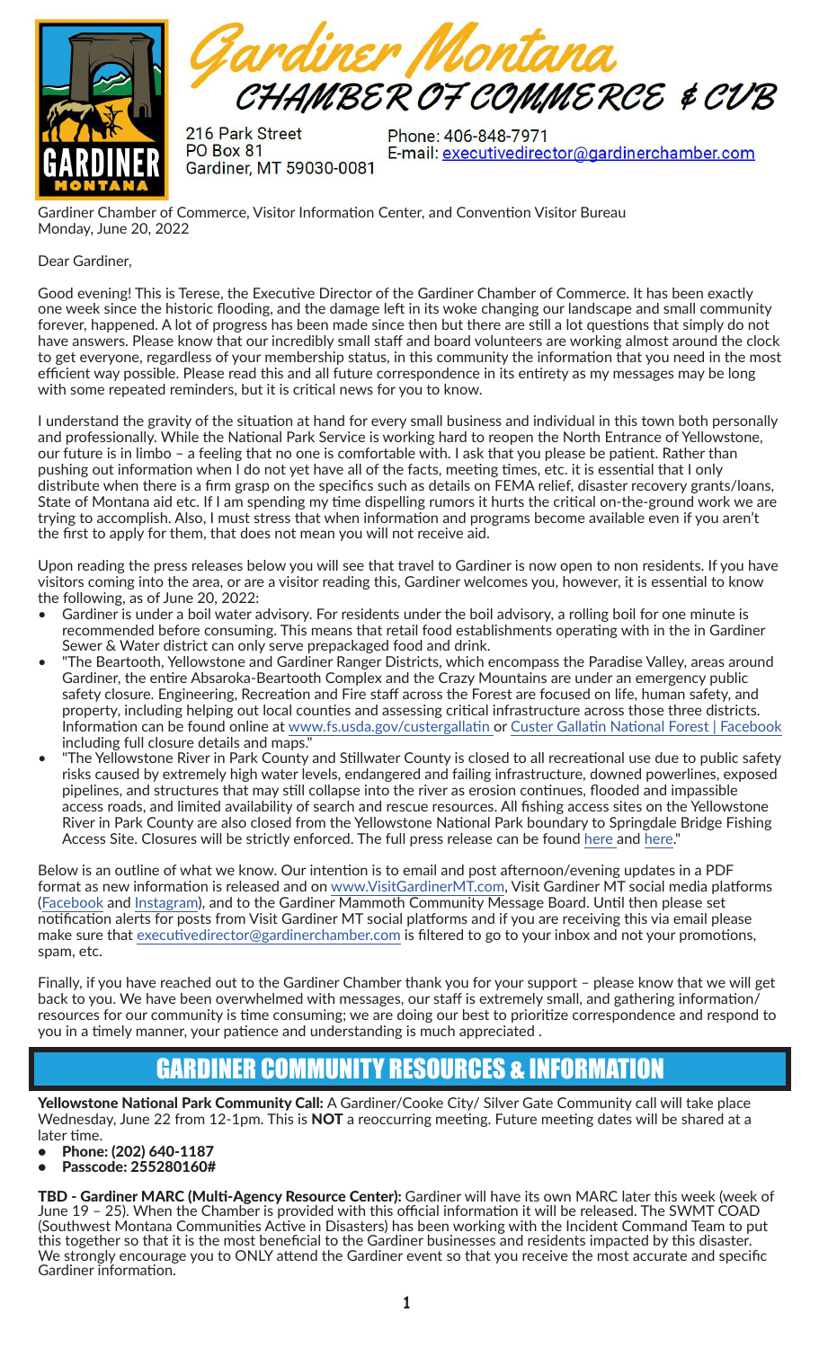# Gardiner Montana

## CHAMBER OF COMMERCE & CVB

216 Park Street
PO Box 81
Gardiner, MT 59030-0081

Phone: 406-848-7971
E-mail: executivedirector@gardinerchamber.com

Gardiner Chamber of Commerce, Visitor Information Center, and Convention Visitor Bureau
Monday, June 20, 2022

Dear Gardiner,

Good evening! This is Terese, the Executive Director of the Gardiner Chamber of Commerce. It has been exactly one week since the historic flooding, and the damage left in its woke changing our landscape and small community forever, happened. A lot of progress has been made since then but there are still a lot questions that simply do not have answers. Please know that our incredibly small staff and board volunteers are working almost around the clock to get everyone, regardless of your membership status, in this community the information that you need in the most efficient way possible. Please read this and all future correspondence in its entirety as my messages may be long with some repeated reminders, but it is critical news for you to know.

I understand the gravity of the situation at hand for every small business and individual in this town both personally and professionally. While the National Park Service is working hard to reopen the North Entrance of Yellowstone, our future is in limbo – a feeling that no one is comfortable with. I ask that you please be patient. Rather than pushing out information when I do not yet have all of the facts, meeting times, etc. it is essential that I only distribute when there is a firm grasp on the specifics such as details on FEMA relief, disaster recovery grants/loans, State of Montana aid etc. If I am spending my time dispelling rumors it hurts the critical on-the-ground work we are trying to accomplish. Also, I must stress that when information and programs become available even if you aren't the first to apply for them, that does not mean you will not receive aid.

Upon reading the press releases below you will see that travel to Gardiner is now open to non residents. If you have visitors coming into the area, or are a visitor reading this, Gardiner welcomes you, however, it is essential to know the following, as of June 20, 2022:

- Gardiner is under a boil water advisory. For residents under the boil advisory, a rolling boil for one minute is recommended before consuming. This means that retail food establishments operating with in the in Gardiner Sewer & Water district can only serve prepackaged food and drink.
- "The Beartooth, Yellowstone and Gardiner Ranger Districts, which encompass the Paradise Valley, areas around Gardiner, the entire Absaroka-Beartooth Complex and the Crazy Mountains are under an emergency public safety closure. Engineering, Recreation and Fire staff across the Forest are focused on life, human safety, and property, including helping out local counties and assessing critical infrastructure across those three districts. Information can be found online at www.fs.usda.gov/custergallatin or Custer Gallatin National Forest | Facebook including full closure details and maps."
- "The Yellowstone River in Park County and Stillwater County is closed to all recreational use due to public safety risks caused by extremely high water levels, endangered and failing infrastructure, downed powerlines, exposed pipelines, and structures that may still collapse into the river as erosion continues, flooded and impassible access roads, and limited availability of search and rescue resources. All fishing access sites on the Yellowstone River in Park County are also closed from the Yellowstone National Park boundary to Springdale Bridge Fishing Access Site. Closures will be strictly enforced. The full press release can be found here and here."

Below is an outline of what we know. Our intention is to email and post afternoon/evening updates in a PDF format as new information is released and on www.VisitGardinerMT.com, Visit Gardiner MT social media platforms (Facebook and Instagram), and to the Gardiner Mammoth Community Message Board. Until then please set notification alerts for posts from Visit Gardiner MT social platforms and if you are receiving this via email please make sure that executivedirector@gardinerchamber.com is filtered to go to your inbox and not your promotions, spam, etc.

Finally, if you have reached out to the Gardiner Chamber thank you for your support – please know that we will get back to you. We have been overwhelmed with messages, our staff is extremely small, and gathering information/resources for our community is time consuming; we are doing our best to prioritize correspondence and respond to you in a timely manner, your patience and understanding is much appreciated .

## GARDINER COMMUNITY RESOURCES & INFORMATION

**Yellowstone National Park Community Call:** A Gardiner/Cooke City/ Silver Gate Community call will take place Wednesday, June 22 from 12-1pm. This is **NOT** a reoccurring meeting. Future meeting dates will be shared at a later time.

- **Phone: (202) 640-1187**
- **Passcode: 255280160#**

**TBD - Gardiner MARC (Multi-Agency Resource Center):** Gardiner will have its own MARC later this week (week of June 19 – 25). When the Chamber is provided with this official information it will be released. The SWMT COAD (Southwest Montana Communities Active in Disasters) has been working with the Incident Command Team to put this together so that it is the most beneficial to the Gardiner businesses and residents impacted by this disaster. We strongly encourage you to ONLY attend the Gardiner event so that you receive the most accurate and specific Gardiner information.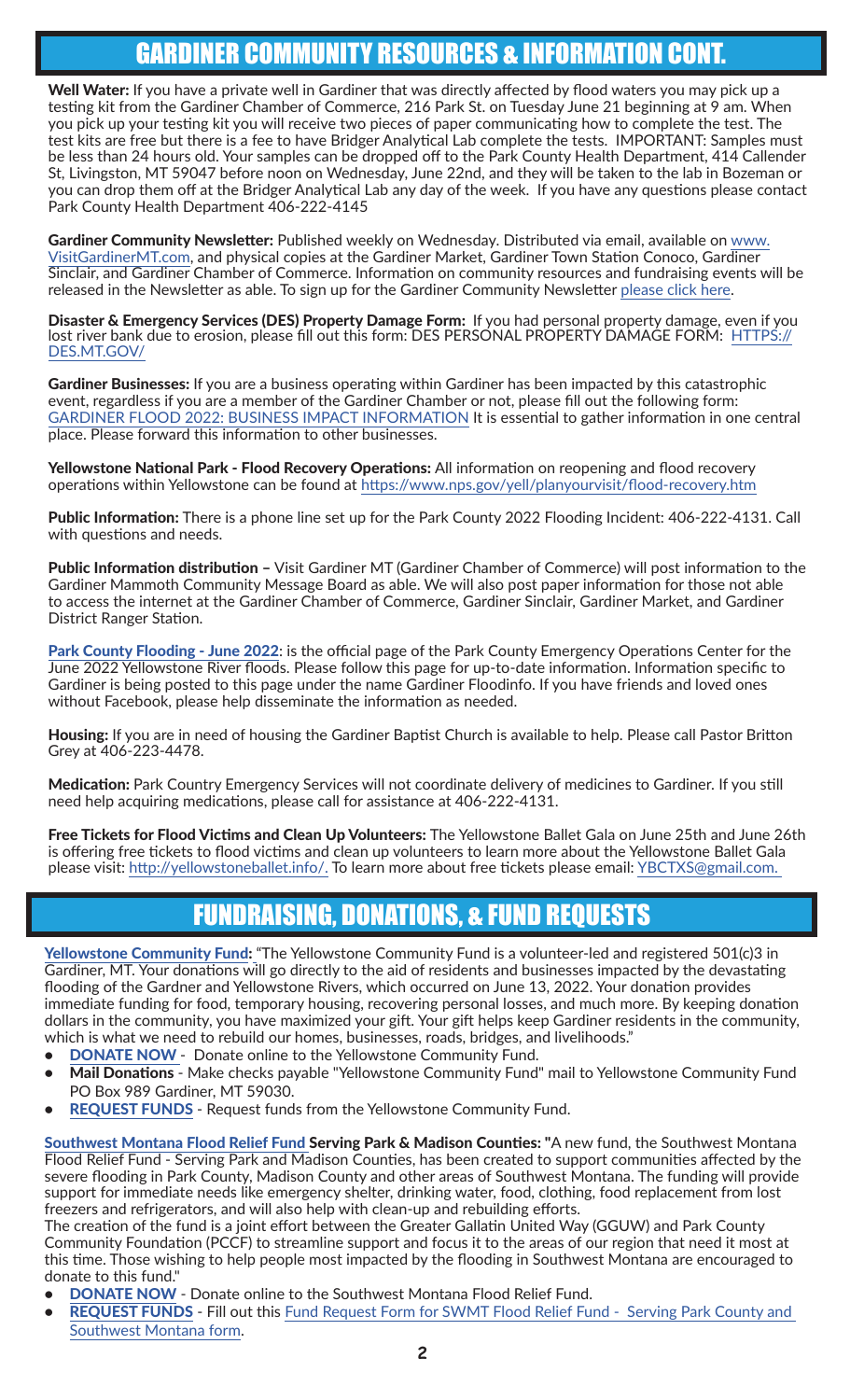# GARDINER COMMUNITY RESOURCES & INFORMATION CONT.

**Well Water:** If you have a private well in Gardiner that was directly affected by flood waters you may pick up a testing kit from the Gardiner Chamber of Commerce, 216 Park St. on Tuesday June 21 beginning at 9 am. When you pick up your testing kit you will receive two pieces of paper communicating how to complete the test. The test kits are free but there is a fee to have Bridger Analytical Lab complete the tests. IMPORTANT: Samples must be less than 24 hours old. Your samples can be dropped off to the Park County Health Department, 414 Callender St, Livingston, MT 59047 before noon on Wednesday, June 22nd, and they will be taken to the lab in Bozeman or you can drop them off at the Bridger Analytical Lab any day of the week. If you have any questions please contact Park County Health Department 406-222-4145

**Gardiner Community Newsletter:** Published weekly on Wednesday. Distributed via email, available on www.VisitGardinerMT.com, and physical copies at the Gardiner Market, Gardiner Town Station Conoco, Gardiner Sinclair, and Gardiner Chamber of Commerce. Information on community resources and fundraising events will be released in the Newsletter as able. To sign up for the Gardiner Community Newsletter please click here.

**Disaster & Emergency Services (DES) Property Damage Form:** If you had personal property damage, even if you lost river bank due to erosion, please fill out this form: DES PERSONAL PROPERTY DAMAGE FORM: HTTPS://DES.MT.GOV/

**Gardiner Businesses:** If you are a business operating within Gardiner has been impacted by this catastrophic event, regardless if you are a member of the Gardiner Chamber or not, please fill out the following form: GARDINER FLOOD 2022: BUSINESS IMPACT INFORMATION It is essential to gather information in one central place. Please forward this information to other businesses.

**Yellowstone National Park - Flood Recovery Operations:** All information on reopening and flood recovery operations within Yellowstone can be found at https://www.nps.gov/yell/planyourvisit/flood-recovery.htm

**Public Information:** There is a phone line set up for the Park County 2022 Flooding Incident: 406-222-4131. Call with questions and needs.

**Public Information distribution** – Visit Gardiner MT (Gardiner Chamber of Commerce) will post information to the Gardiner Mammoth Community Message Board as able. We will also post paper information for those not able to access the internet at the Gardiner Chamber of Commerce, Gardiner Sinclair, Gardiner Market, and Gardiner District Ranger Station.

**Park County Flooding - June 2022**: is the official page of the Park County Emergency Operations Center for the June 2022 Yellowstone River floods. Please follow this page for up-to-date information. Information specific to Gardiner is being posted to this page under the name Gardiner Floodinfo. If you have friends and loved ones without Facebook, please help disseminate the information as needed.

**Housing:** If you are in need of housing the Gardiner Baptist Church is available to help. Please call Pastor Britton Grey at 406-223-4478.

**Medication:** Park Country Emergency Services will not coordinate delivery of medicines to Gardiner. If you still need help acquiring medications, please call for assistance at 406-222-4131.

**Free Tickets for Flood Victims and Clean Up Volunteers:** The Yellowstone Ballet Gala on June 25th and June 26th is offering free tickets to flood victims and clean up volunteers to learn more about the Yellowstone Ballet Gala please visit: http://yellowstoneballet.info/. To learn more about free tickets please email: YBCTXS@gmail.com.

# FUNDRAISING, DONATIONS, & FUND REQUESTS

**Yellowstone Community Fund:** "The Yellowstone Community Fund is a volunteer-led and registered 501(c)3 in Gardiner, MT. Your donations will go directly to the aid of residents and businesses impacted by the devastating flooding of the Gardner and Yellowstone Rivers, which occurred on June 13, 2022. Your donation provides immediate funding for food, temporary housing, recovering personal losses, and much more. By keeping donation dollars in the community, you have maximized your gift. Your gift helps keep Gardiner residents in the community, which is what we need to rebuild our homes, businesses, roads, bridges, and livelihoods."

- **DONATE NOW** - Donate online to the Yellowstone Community Fund.
- **Mail Donations** - Make checks payable "Yellowstone Community Fund" mail to Yellowstone Community Fund PO Box 989 Gardiner, MT 59030.
- **REQUEST FUNDS** - Request funds from the Yellowstone Community Fund.

**Southwest Montana Flood Relief Fund Serving Park & Madison Counties:** "A new fund, the Southwest Montana Flood Relief Fund - Serving Park and Madison Counties, has been created to support communities affected by the severe flooding in Park County, Madison County and other areas of Southwest Montana. The funding will provide support for immediate needs like emergency shelter, drinking water, food, clothing, food replacement from lost freezers and refrigerators, and will also help with clean-up and rebuilding efforts.

The creation of the fund is a joint effort between the Greater Gallatin United Way (GGUW) and Park County Community Foundation (PCCF) to streamline support and focus it to the areas of our region that need it most at this time. Those wishing to help people most impacted by the flooding in Southwest Montana are encouraged to donate to this fund."

- **DONATE NOW** - Donate online to the Southwest Montana Flood Relief Fund.
- **REQUEST FUNDS** - Fill out this Fund Request Form for SWMT Flood Relief Fund - Serving Park County and Southwest Montana form.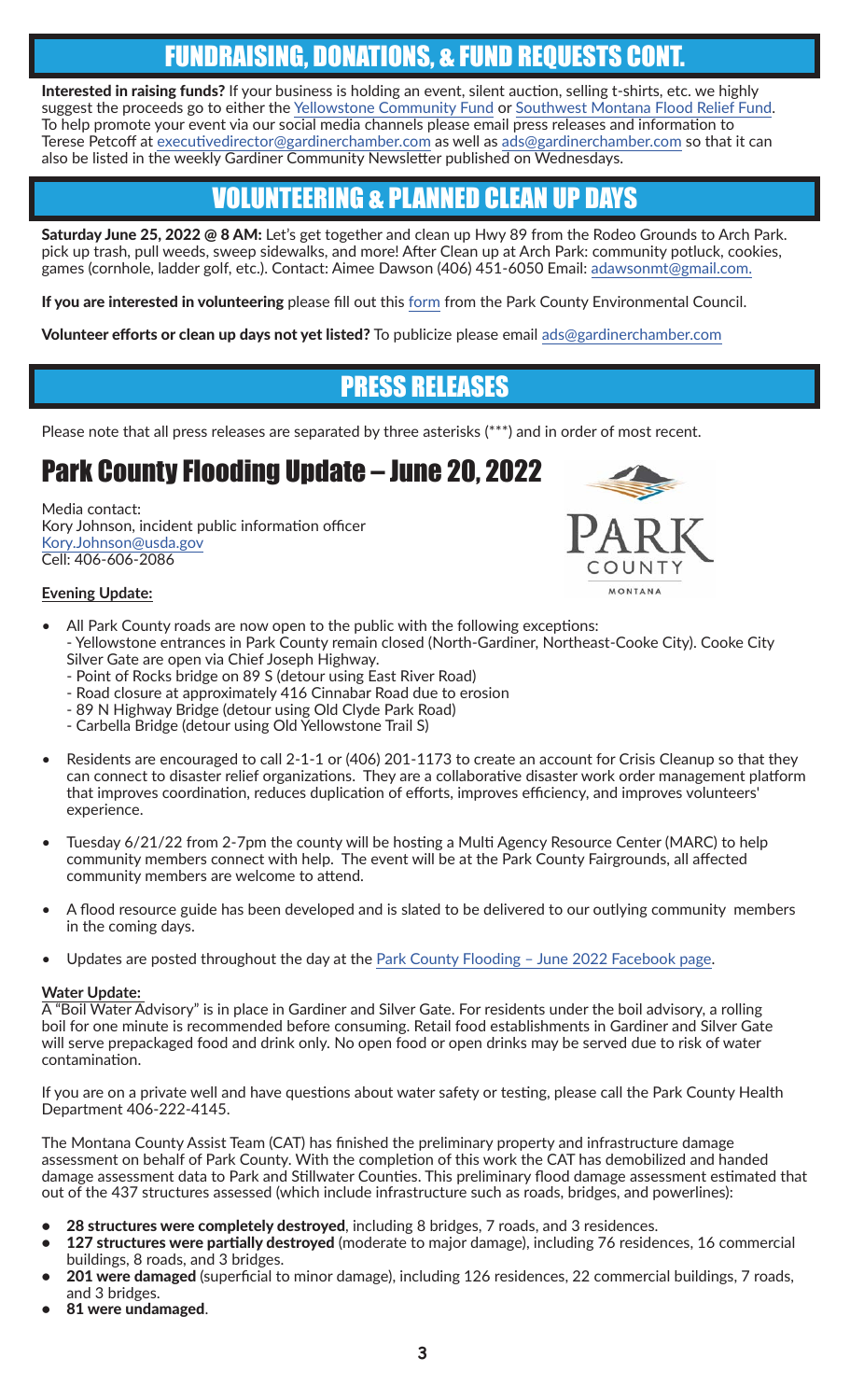## FUNDRAISING, DONATIONS, & FUND REQUESTS CONT.

**Interested in raising funds?** If your business is holding an event, silent auction, selling t-shirts, etc. we highly suggest the proceeds go to either the Yellowstone Community Fund or Southwest Montana Flood Relief Fund. To help promote your event via our social media channels please email press releases and information to Terese Petcoff at executivedirector@gardinerchamber.com as well as ads@gardinerchamber.com so that it can also be listed in the weekly Gardiner Community Newsletter published on Wednesdays.

## VOLUNTEERING & PLANNED CLEAN UP DAYS

**Saturday June 25, 2022 @ 8 AM:** Let's get together and clean up Hwy 89 from the Rodeo Grounds to Arch Park. pick up trash, pull weeds, sweep sidewalks, and more! After Clean up at Arch Park: community potluck, cookies, games (cornhole, ladder golf, etc.). Contact: Aimee Dawson (406) 451-6050 Email: adawsonmt@gmail.com.

**If you are interested in volunteering** please fill out this form from the Park County Environmental Council.

**Volunteer efforts or clean up days not yet listed?** To publicize please email ads@gardinerchamber.com

## PRESS RELEASES

Please note that all press releases are separated by three asterisks (***) and in order of most recent.

# Park County Flooding Update – June 20, 2022

Media contact:
Kory Johnson, incident public information officer
Kory.Johnson@usda.gov
Cell: 406-606-2086

**Evening Update:**

- All Park County roads are now open to the public with the following exceptions:
  - Yellowstone entrances in Park County remain closed (North-Gardiner, Northeast-Cooke City). Cooke City Silver Gate are open via Chief Joseph Highway.
  - Point of Rocks bridge on 89 S (detour using East River Road)
  - Road closure at approximately 416 Cinnabar Road due to erosion
  - 89 N Highway Bridge (detour using Old Clyde Park Road)
  - Carbella Bridge (detour using Old Yellowstone Trail S)
- Residents are encouraged to call 2-1-1 or (406) 201-1173 to create an account for Crisis Cleanup so that they can connect to disaster relief organizations. They are a collaborative disaster work order management platform that improves coordination, reduces duplication of efforts, improves efficiency, and improves volunteers' experience.
- Tuesday 6/21/22 from 2-7pm the county will be hosting a Multi Agency Resource Center (MARC) to help community members connect with help. The event will be at the Park County Fairgrounds, all affected community members are welcome to attend.
- A flood resource guide has been developed and is slated to be delivered to our outlying community members in the coming days.
- Updates are posted throughout the day at the Park County Flooding – June 2022 Facebook page.

**Water Update:**

A "Boil Water Advisory" is in place in Gardiner and Silver Gate. For residents under the boil advisory, a rolling boil for one minute is recommended before consuming. Retail food establishments in Gardiner and Silver Gate will serve prepackaged food and drink only. No open food or open drinks may be served due to risk of water contamination.

If you are on a private well and have questions about water safety or testing, please call the Park County Health Department 406-222-4145.

The Montana County Assist Team (CAT) has finished the preliminary property and infrastructure damage assessment on behalf of Park County. With the completion of this work the CAT has demobilized and handed damage assessment data to Park and Stillwater Counties. This preliminary flood damage assessment estimated that out of the 437 structures assessed (which include infrastructure such as roads, bridges, and powerlines):

- **28 structures were completely destroyed**, including 8 bridges, 7 roads, and 3 residences.
- **127 structures were partially destroyed** (moderate to major damage), including 76 residences, 16 commercial buildings, 8 roads, and 3 bridges.
- **201 were damaged** (superficial to minor damage), including 126 residences, 22 commercial buildings, 7 roads, and 3 bridges.
- **81 were undamaged**.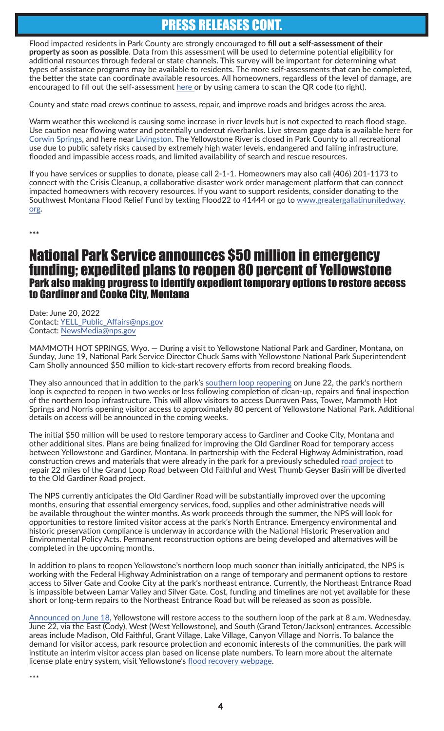# PRESS RELEASES CONT.

Flood impacted residents in Park County are strongly encouraged to **fill out a self-assessment of their property as soon as possible**. Data from this assessment will be used to determine potential eligibility for additional resources through federal or state channels. This survey will be important for determining what types of assistance programs may be available to residents. The more self-assessments that can be completed, the better the state can coordinate available resources. All homeowners, regardless of the level of damage, are encouraged to fill out the self-assessment here or by using camera to scan the QR code (to right).

County and state road crews continue to assess, repair, and improve roads and bridges across the area.

Warm weather this weekend is causing some increase in river levels but is not expected to reach flood stage. Use caution near flowing water and potentially undercut riverbanks. Live stream gage data is available here for Corwin Springs, and here near Livingston. The Yellowstone River is closed in Park County to all recreational use due to public safety risks caused by extremely high water levels, endangered and failing infrastructure, flooded and impassible access roads, and limited availability of search and rescue resources.

If you have services or supplies to donate, please call 2-1-1. Homeowners may also call (406) 201-1173 to connect with the Crisis Cleanup, a collaborative disaster work order management platform that can connect impacted homeowners with recovery resources. If you want to support residents, consider donating to the Southwest Montana Flood Relief Fund by texting Flood22 to 41444 or go to www.greatergallatinunitedway.org.

***

## National Park Service announces $50 million in emergency funding; expedited plans to reopen 80 percent of Yellowstone

### Park also making progress to identify expedient temporary options to restore access to Gardiner and Cooke City, Montana

Date: June 20, 2022
Contact: YELL_Public_Affairs@nps.gov
Contact: NewsMedia@nps.gov

MAMMOTH HOT SPRINGS, Wyo. — During a visit to Yellowstone National Park and Gardiner, Montana, on Sunday, June 19, National Park Service Director Chuck Sams with Yellowstone National Park Superintendent Cam Sholly announced $50 million to kick-start recovery efforts from record breaking floods.

They also announced that in addition to the park's southern loop reopening on June 22, the park's northern loop is expected to reopen in two weeks or less following completion of clean-up, repairs and final inspection of the northern loop infrastructure. This will allow visitors to access Dunraven Pass, Tower, Mammoth Hot Springs and Norris opening visitor access to approximately 80 percent of Yellowstone National Park. Additional details on access will be announced in the coming weeks.

The initial $50 million will be used to restore temporary access to Gardiner and Cooke City, Montana and other additional sites. Plans are being finalized for improving the Old Gardiner Road for temporary access between Yellowstone and Gardiner, Montana. In partnership with the Federal Highway Administration, road construction crews and materials that were already in the park for a previously scheduled road project to repair 22 miles of the Grand Loop Road between Old Faithful and West Thumb Geyser Basin will be diverted to the Old Gardiner Road project.

The NPS currently anticipates the Old Gardiner Road will be substantially improved over the upcoming months, ensuring that essential emergency services, food, supplies and other administrative needs will be available throughout the winter months. As work proceeds through the summer, the NPS will look for opportunities to restore limited visitor access at the park's North Entrance. Emergency environmental and historic preservation compliance is underway in accordance with the National Historic Preservation and Environmental Policy Acts. Permanent reconstruction options are being developed and alternatives will be completed in the upcoming months.

In addition to plans to reopen Yellowstone's northern loop much sooner than initially anticipated, the NPS is working with the Federal Highway Administration on a range of temporary and permanent options to restore access to Silver Gate and Cooke City at the park's northeast entrance. Currently, the Northeast Entrance Road is impassible between Lamar Valley and Silver Gate. Cost, funding and timelines are not yet available for these short or long-term repairs to the Northeast Entrance Road but will be released as soon as possible.

Announced on June 18, Yellowstone will restore access to the southern loop of the park at 8 a.m. Wednesday, June 22, via the East (Cody), West (West Yellowstone), and South (Grand Teton/Jackson) entrances. Accessible areas include Madison, Old Faithful, Grant Village, Lake Village, Canyon Village and Norris. To balance the demand for visitor access, park resource protection and economic interests of the communities, the park will institute an interim visitor access plan based on license plate numbers. To learn more about the alternate license plate entry system, visit Yellowstone's flood recovery webpage.

***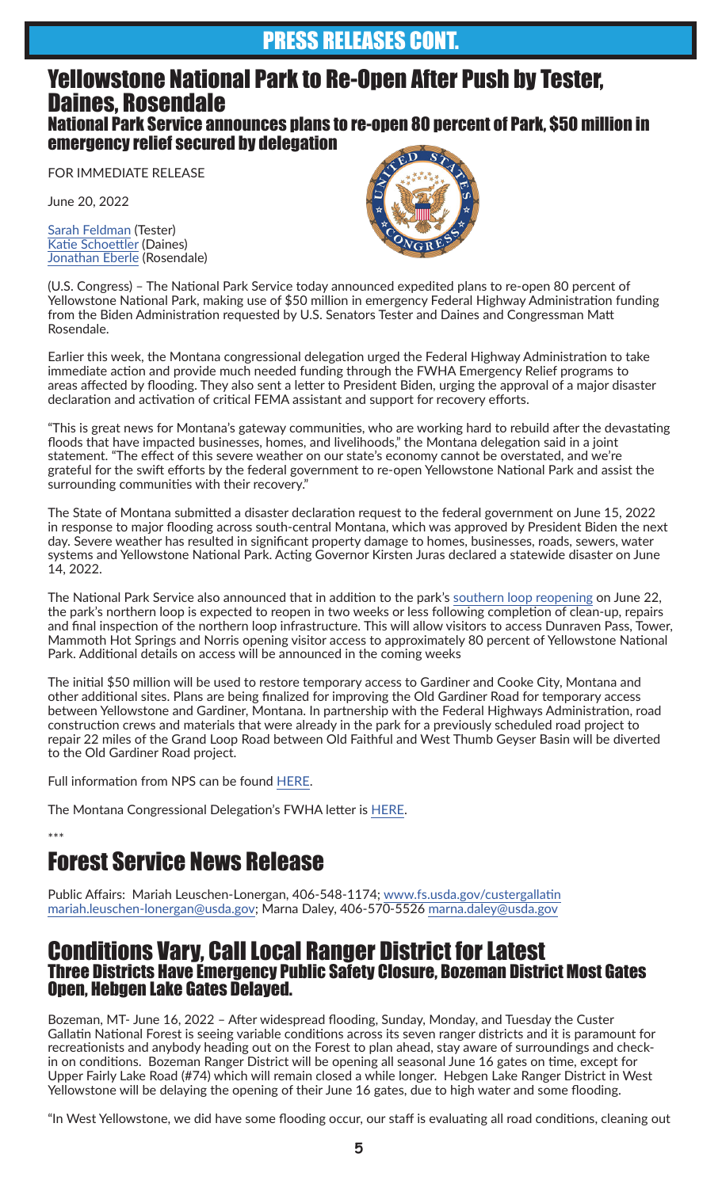# PRESS RELEASES CONT.

## Yellowstone National Park to Re-Open After Push by Tester, Daines, Rosendale

### National Park Service announces plans to re-open 80 percent of Park, $50 million in emergency relief secured by delegation

FOR IMMEDIATE RELEASE

June 20, 2022

Sarah Feldman (Tester)
Katie Schoettler (Daines)
Jonathan Eberle (Rosendale)

(U.S. Congress) – The National Park Service today announced expedited plans to re-open 80 percent of Yellowstone National Park, making use of $50 million in emergency Federal Highway Administration funding from the Biden Administration requested by U.S. Senators Tester and Daines and Congressman Matt Rosendale.

Earlier this week, the Montana congressional delegation urged the Federal Highway Administration to take immediate action and provide much needed funding through the FWHA Emergency Relief programs to areas affected by flooding. They also sent a letter to President Biden, urging the approval of a major disaster declaration and activation of critical FEMA assistant and support for recovery efforts.

"This is great news for Montana's gateway communities, who are working hard to rebuild after the devastating floods that have impacted businesses, homes, and livelihoods," the Montana delegation said in a joint statement. "The effect of this severe weather on our state's economy cannot be overstated, and we're grateful for the swift efforts by the federal government to re-open Yellowstone National Park and assist the surrounding communities with their recovery."

The State of Montana submitted a disaster declaration request to the federal government on June 15, 2022 in response to major flooding across south-central Montana, which was approved by President Biden the next day. Severe weather has resulted in significant property damage to homes, businesses, roads, sewers, water systems and Yellowstone National Park. Acting Governor Kirsten Juras declared a statewide disaster on June 14, 2022.

The National Park Service also announced that in addition to the park's southern loop reopening on June 22, the park's northern loop is expected to reopen in two weeks or less following completion of clean-up, repairs and final inspection of the northern loop infrastructure. This will allow visitors to access Dunraven Pass, Tower, Mammoth Hot Springs and Norris opening visitor access to approximately 80 percent of Yellowstone National Park. Additional details on access will be announced in the coming weeks

The initial $50 million will be used to restore temporary access to Gardiner and Cooke City, Montana and other additional sites. Plans are being finalized for improving the Old Gardiner Road for temporary access between Yellowstone and Gardiner, Montana. In partnership with the Federal Highways Administration, road construction crews and materials that were already in the park for a previously scheduled road project to repair 22 miles of the Grand Loop Road between Old Faithful and West Thumb Geyser Basin will be diverted to the Old Gardiner Road project.

Full information from NPS can be found HERE.

The Montana Congressional Delegation's FWHA letter is HERE.

***

## Forest Service News Release

Public Affairs: Mariah Leuschen-Lonergan, 406-548-1174; www.fs.usda.gov/custergallatin mariah.leuschen-lonergan@usda.gov; Marna Daley, 406-570-5526 marna.daley@usda.gov

## Conditions Vary, Call Local Ranger District for Latest

### Three Districts Have Emergency Public Safety Closure, Bozeman District Most Gates Open, Hebgen Lake Gates Delayed.

Bozeman, MT- June 16, 2022 – After widespread flooding, Sunday, Monday, and Tuesday the Custer Gallatin National Forest is seeing variable conditions across its seven ranger districts and it is paramount for recreationists and anybody heading out on the Forest to plan ahead, stay aware of surroundings and check-in on conditions. Bozeman Ranger District will be opening all seasonal June 16 gates on time, except for Upper Fairly Lake Road (#74) which will remain closed a while longer. Hebgen Lake Ranger District in West Yellowstone will be delaying the opening of their June 16 gates, due to high water and some flooding.

"In West Yellowstone, we did have some flooding occur, our staff is evaluating all road conditions, cleaning out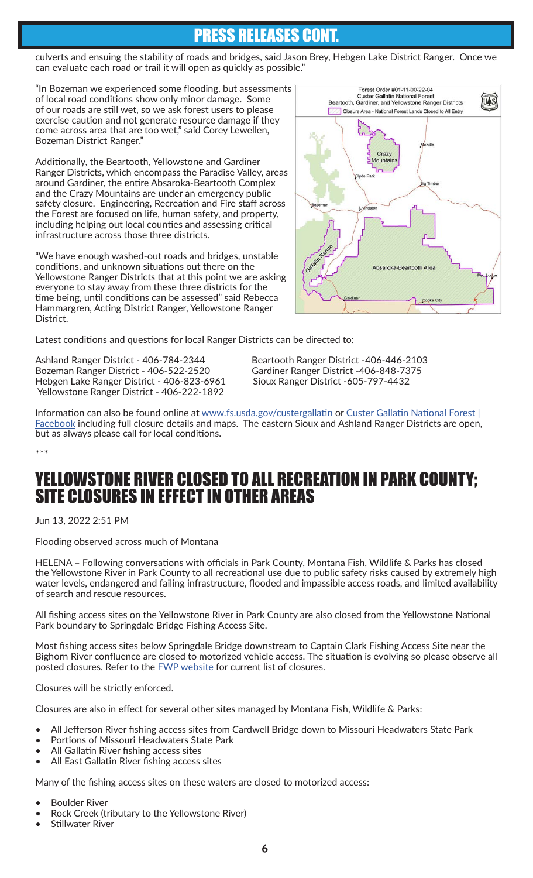# PRESS RELEASES CONT.

culverts and ensuing the stability of roads and bridges, said Jason Brey, Hebgen Lake District Ranger. Once we can evaluate each road or trail it will open as quickly as possible."

"In Bozeman we experienced some flooding, but assessments of local road conditions show only minor damage. Some of our roads are still wet, so we ask forest users to please exercise caution and not generate resource damage if they come across area that are too wet," said Corey Lewellen, Bozeman District Ranger."

Additionally, the Beartooth, Yellowstone and Gardiner Ranger Districts, which encompass the Paradise Valley, areas around Gardiner, the entire Absaroka-Beartooth Complex and the Crazy Mountains are under an emergency public safety closure. Engineering, Recreation and Fire staff across the Forest are focused on life, human safety, and property, including helping out local counties and assessing critical infrastructure across those three districts.

"We have enough washed-out roads and bridges, unstable conditions, and unknown situations out there on the Yellowstone Ranger Districts that at this point we are asking everyone to stay away from these three districts for the time being, until conditions can be assessed" said Rebecca Hammargren, Acting District Ranger, Yellowstone Ranger District.

Forest Order #01-11-00-22-04
Custer Gallatin National Forest
Beartooth, Gardiner, and Yellowstone Ranger Districts
Closure Area - National Forest Lands Closed to All Entry

Latest conditions and questions for local Ranger Districts can be directed to:

Ashland Ranger District - 406-784-2344
Bozeman Ranger District - 406-522-2520
Hebgen Lake Ranger District - 406-823-6961
Yellowstone Ranger District - 406-222-1892
Beartooth Ranger District -406-446-2103
Gardiner Ranger District -406-848-7375
Sioux Ranger District -605-797-4432

Information can also be found online at www.fs.usda.gov/custergallatin or Custer Gallatin National Forest | Facebook including full closure details and maps. The eastern Sioux and Ashland Ranger Districts are open, but as always please call for local conditions.

***

# YELLOWSTONE RIVER CLOSED TO ALL RECREATION IN PARK COUNTY; SITE CLOSURES IN EFFECT IN OTHER AREAS

Jun 13, 2022 2:51 PM

Flooding observed across much of Montana

HELENA – Following conversations with officials in Park County, Montana Fish, Wildlife & Parks has closed the Yellowstone River in Park County to all recreational use due to public safety risks caused by extremely high water levels, endangered and failing infrastructure, flooded and impassible access roads, and limited availability of search and rescue resources.

All fishing access sites on the Yellowstone River in Park County are also closed from the Yellowstone National Park boundary to Springdale Bridge Fishing Access Site.

Most fishing access sites below Springdale Bridge downstream to Captain Clark Fishing Access Site near the Bighorn River confluence are closed to motorized vehicle access. The situation is evolving so please observe all posted closures. Refer to the FWP website for current list of closures.

Closures will be strictly enforced.

Closures are also in effect for several other sites managed by Montana Fish, Wildlife & Parks:

- All Jefferson River fishing access sites from Cardwell Bridge down to Missouri Headwaters State Park
- Portions of Missouri Headwaters State Park
- All Gallatin River fishing access sites
- All East Gallatin River fishing access sites

Many of the fishing access sites on these waters are closed to motorized access:

- Boulder River
- Rock Creek (tributary to the Yellowstone River)
- Stillwater River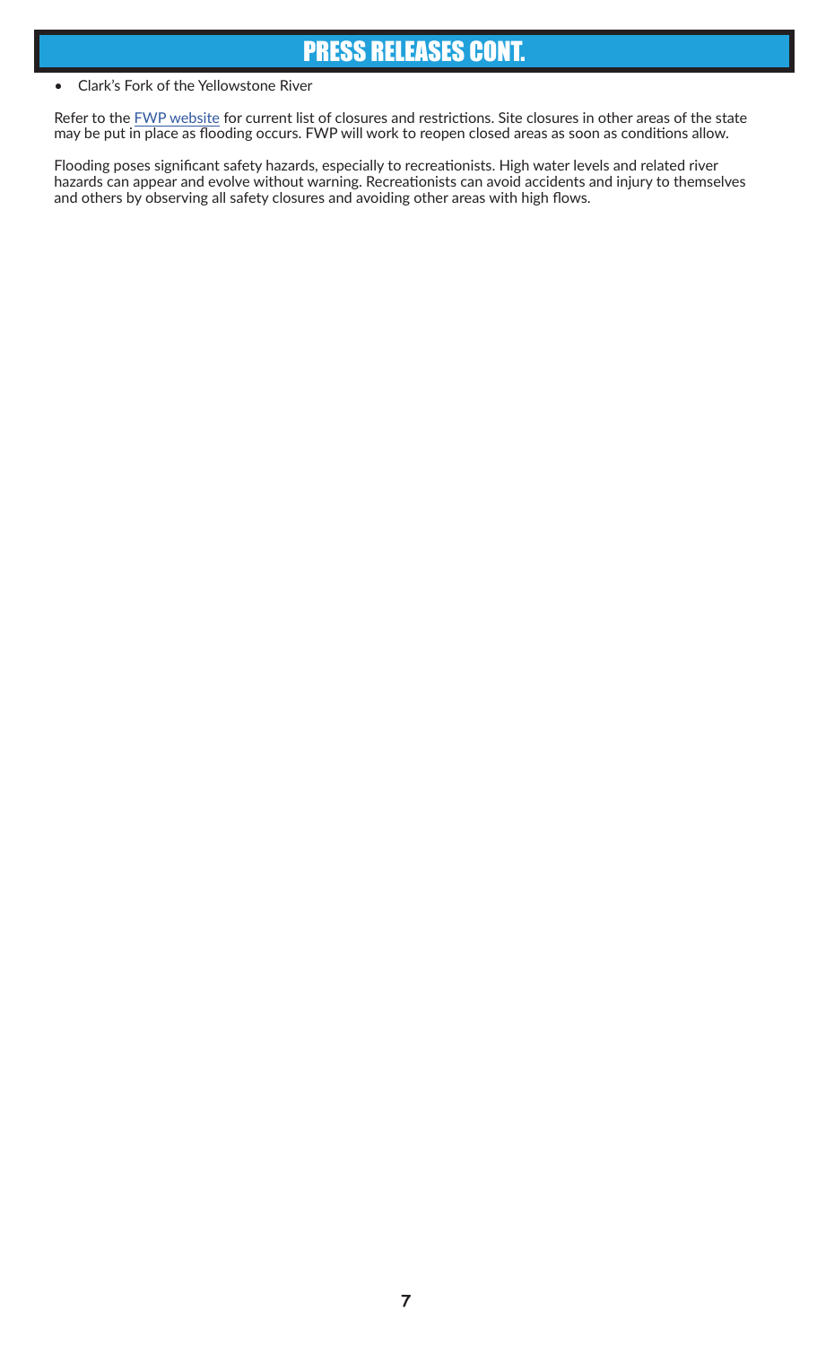# PRESS RELEASES CONT.

- Clark's Fork of the Yellowstone River

Refer to the FWP website for current list of closures and restrictions. Site closures in other areas of the state may be put in place as flooding occurs. FWP will work to reopen closed areas as soon as conditions allow.

Flooding poses significant safety hazards, especially to recreationists. High water levels and related river hazards can appear and evolve without warning. Recreationists can avoid accidents and injury to themselves and others by observing all safety closures and avoiding other areas with high flows.